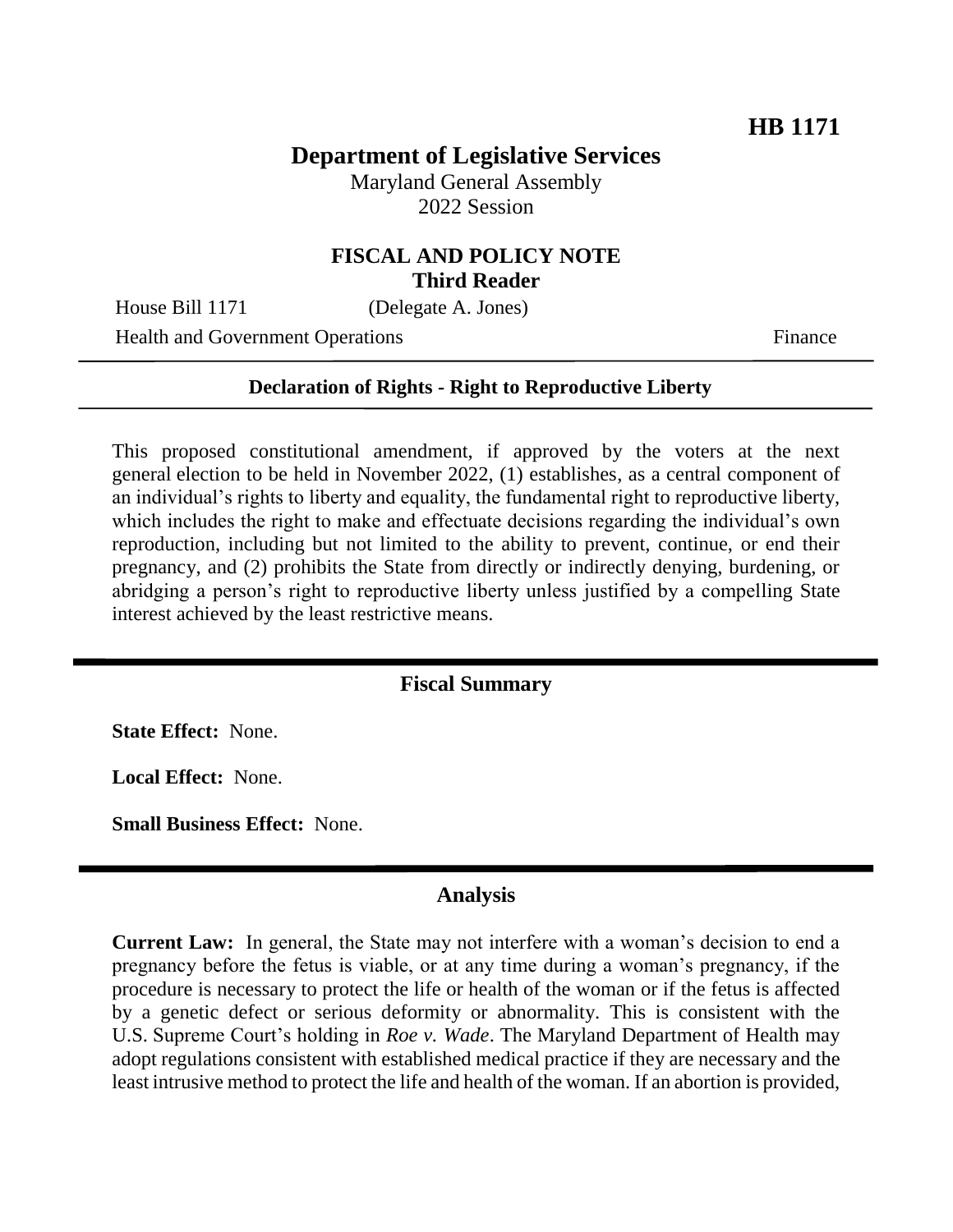**HB 1171**

# Department of Legislative Services

Maryland General Assembly
2022 Session

## FISCAL AND POLICY NOTE
**Third Reader**

House Bill 1171 (Delegate A. Jones)

Health and Government Operations Finance

**Declaration of Rights - Right to Reproductive Liberty**

This proposed constitutional amendment, if approved by the voters at the next general election to be held in November 2022, (1) establishes, as a central component of an individual's rights to liberty and equality, the fundamental right to reproductive liberty, which includes the right to make and effectuate decisions regarding the individual's own reproduction, including but not limited to the ability to prevent, continue, or end their pregnancy, and (2) prohibits the State from directly or indirectly denying, burdening, or abridging a person's right to reproductive liberty unless justified by a compelling State interest achieved by the least restrictive means.

## Fiscal Summary

**State Effect:** None.

**Local Effect:** None.

**Small Business Effect:** None.

## Analysis

**Current Law:** In general, the State may not interfere with a woman's decision to end a pregnancy before the fetus is viable, or at any time during a woman's pregnancy, if the procedure is necessary to protect the life or health of the woman or if the fetus is affected by a genetic defect or serious deformity or abnormality. This is consistent with the U.S. Supreme Court's holding in *Roe v. Wade*. The Maryland Department of Health may adopt regulations consistent with established medical practice if they are necessary and the least intrusive method to protect the life and health of the woman. If an abortion is provided,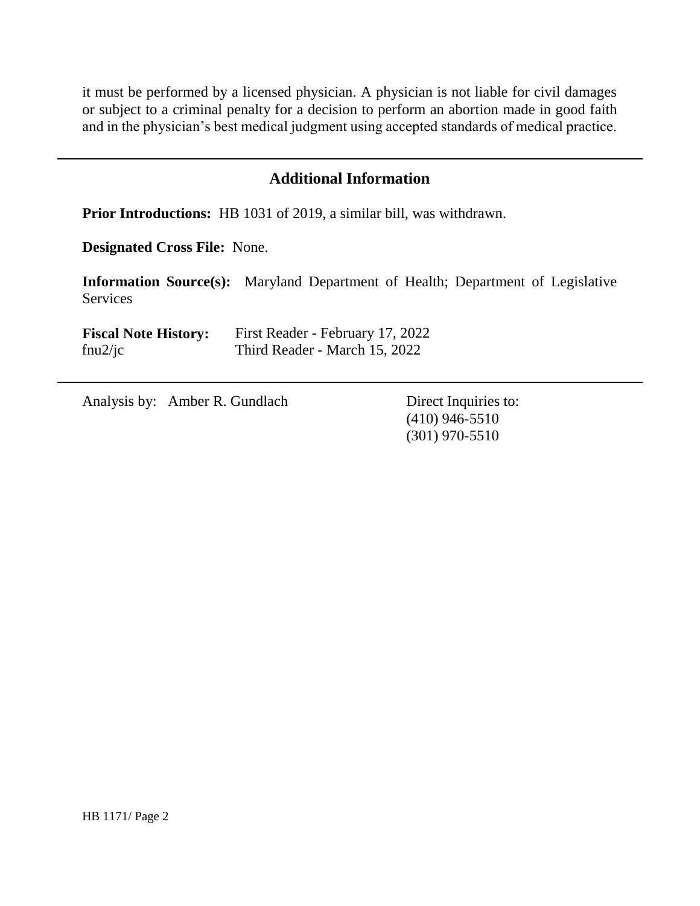it must be performed by a licensed physician. A physician is not liable for civil damages or subject to a criminal penalty for a decision to perform an abortion made in good faith and in the physician's best medical judgment using accepted standards of medical practice.

## Additional Information

**Prior Introductions:** HB 1031 of 2019, a similar bill, was withdrawn.

**Designated Cross File:** None.

**Information Source(s):** Maryland Department of Health; Department of Legislative Services

| | |
|---|---|
| **Fiscal Note History:** | First Reader - February 17, 2022 |
| fnu2/jc | Third Reader - March 15, 2022 |

Analysis by: Amber R. Gundlach

Direct Inquiries to:
(410) 946-5510
(301) 970-5510